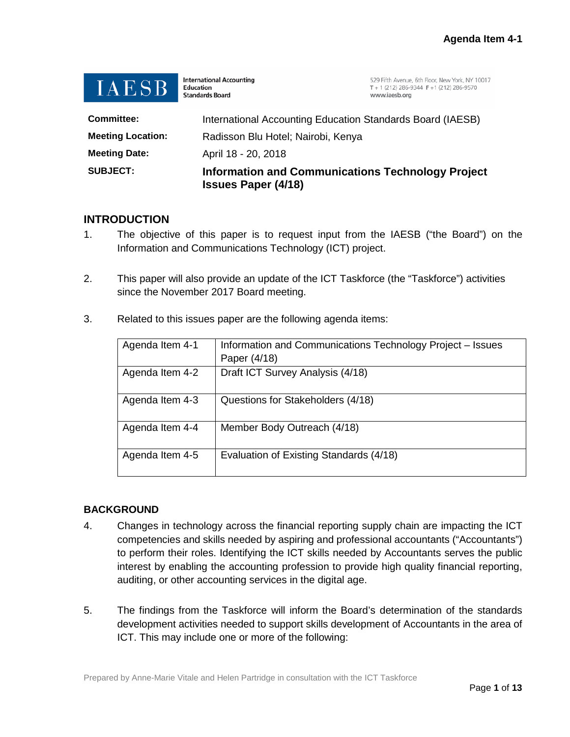**Agenda Item 4-1**

IAESB International Accounting Education Standards Board

529 Fifth Avenue, 6th Floor, New York, NY 10017
T + 1 (212) 286-9344 F +1 (212) 286-9570
www.iaesb.org

| | |
|---|---|
| **Committee:** | International Accounting Education Standards Board (IAESB) |
| **Meeting Location:** | Radisson Blu Hotel; Nairobi, Kenya |
| **Meeting Date:** | April 18 - 20, 2018 |
| **SUBJECT:** | **Information and Communications Technology Project Issues Paper (4/18)** |

## INTRODUCTION

1. The objective of this paper is to request input from the IAESB ("the Board") on the Information and Communications Technology (ICT) project.

2. This paper will also provide an update of the ICT Taskforce (the "Taskforce") activities since the November 2017 Board meeting.

3. Related to this issues paper are the following agenda items:

| | |
|---|---|
| Agenda Item 4-1 | Information and Communications Technology Project – Issues Paper (4/18) |
| Agenda Item 4-2 | Draft ICT Survey Analysis (4/18) |
| Agenda Item 4-3 | Questions for Stakeholders (4/18) |
| Agenda Item 4-4 | Member Body Outreach (4/18) |
| Agenda Item 4-5 | Evaluation of Existing Standards (4/18) |

## BACKGROUND

4. Changes in technology across the financial reporting supply chain are impacting the ICT competencies and skills needed by aspiring and professional accountants ("Accountants") to perform their roles. Identifying the ICT skills needed by Accountants serves the public interest by enabling the accounting profession to provide high quality financial reporting, auditing, or other accounting services in the digital age.

5. The findings from the Taskforce will inform the Board's determination of the standards development activities needed to support skills development of Accountants in the area of ICT. This may include one or more of the following:

Prepared by Anne-Marie Vitale and Helen Partridge in consultation with the ICT Taskforce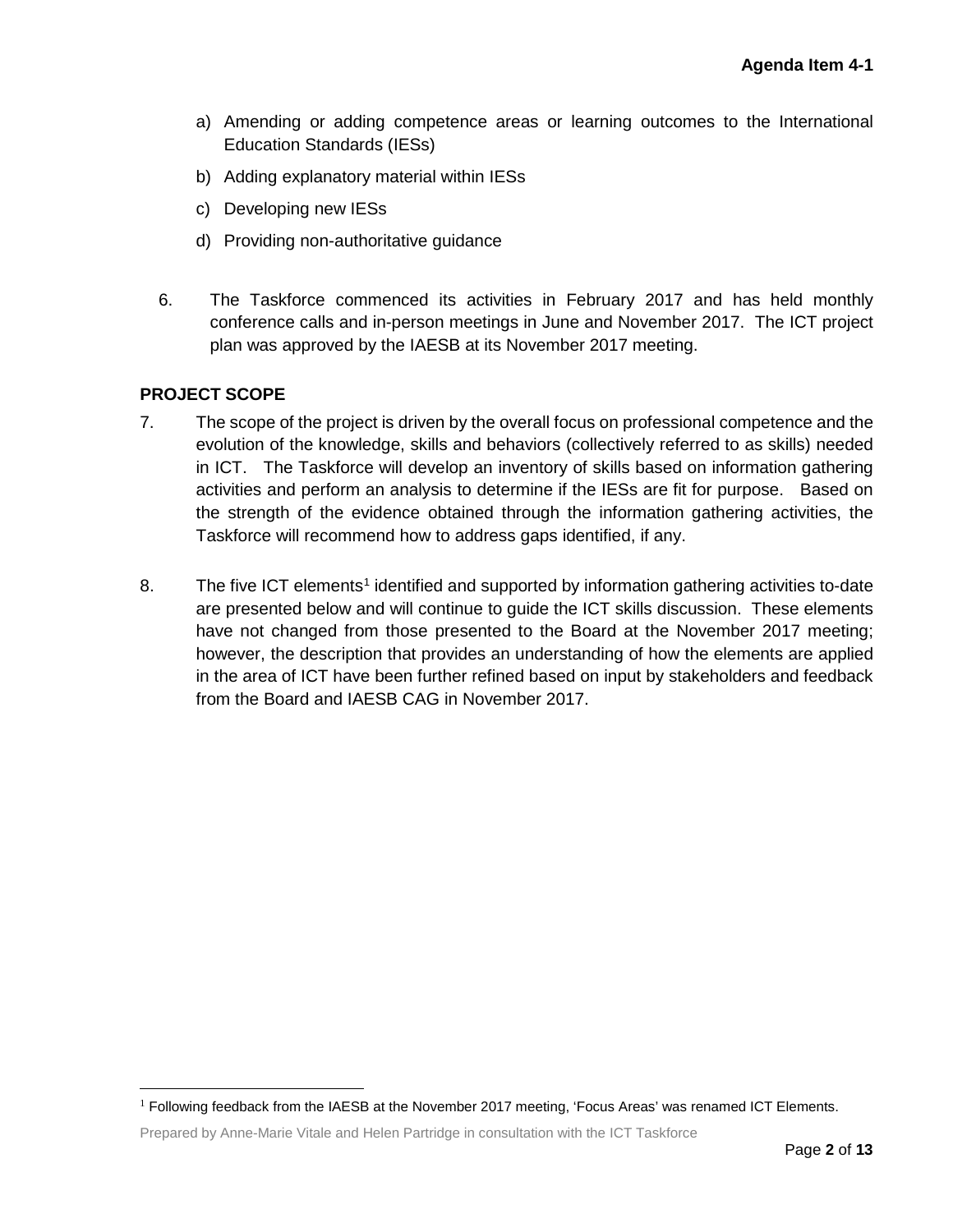a) Amending or adding competence areas or learning outcomes to the International Education Standards (IESs)

b) Adding explanatory material within IESs

c) Developing new IESs

d) Providing non-authoritative guidance

6. The Taskforce commenced its activities in February 2017 and has held monthly conference calls and in-person meetings in June and November 2017. The ICT project plan was approved by the IAESB at its November 2017 meeting.

## PROJECT SCOPE

7. The scope of the project is driven by the overall focus on professional competence and the evolution of the knowledge, skills and behaviors (collectively referred to as skills) needed in ICT. The Taskforce will develop an inventory of skills based on information gathering activities and perform an analysis to determine if the IESs are fit for purpose. Based on the strength of the evidence obtained through the information gathering activities, the Taskforce will recommend how to address gaps identified, if any.

8. The five ICT elements[1] identified and supported by information gathering activities to-date are presented below and will continue to guide the ICT skills discussion. These elements have not changed from those presented to the Board at the November 2017 meeting; however, the description that provides an understanding of how the elements are applied in the area of ICT have been further refined based on input by stakeholders and feedback from the Board and IAESB CAG in November 2017.

[1] Following feedback from the IAESB at the November 2017 meeting, 'Focus Areas' was renamed ICT Elements.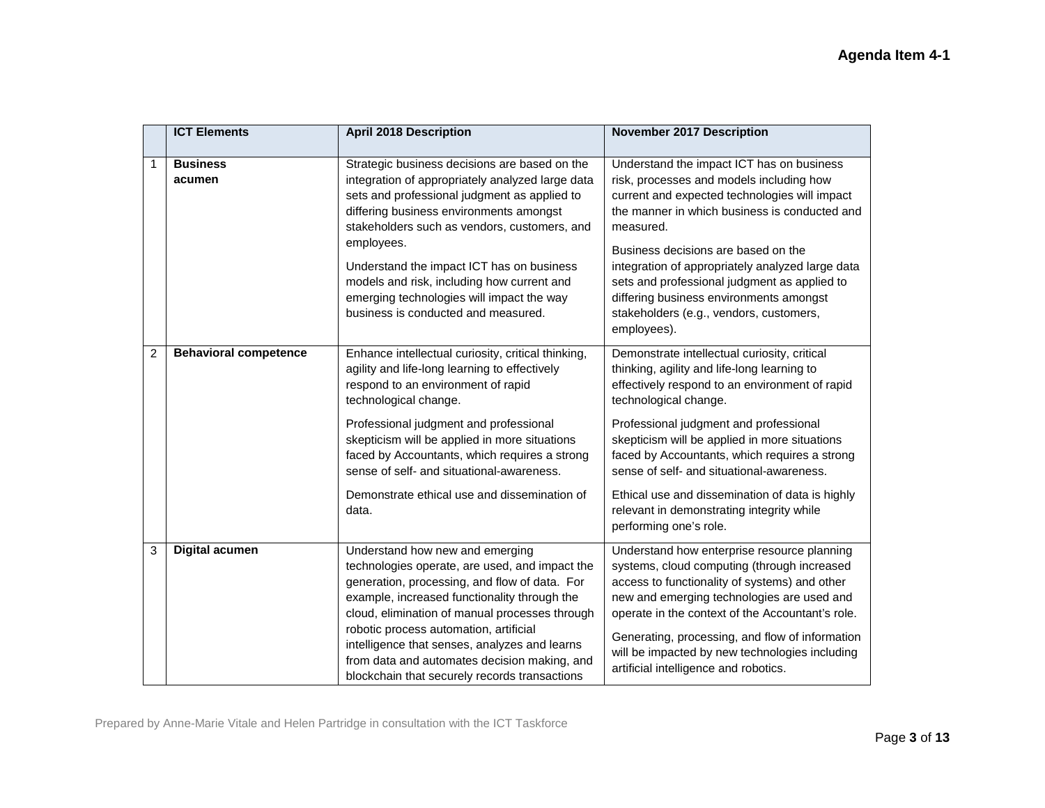**Agenda Item 4-1**

| | ICT Elements | April 2018 Description | November 2017 Description |
|---|---|---|---|
| 1 | **Business acumen** | Strategic business decisions are based on the integration of appropriately analyzed large data sets and professional judgment as applied to differing business environments amongst stakeholders such as vendors, customers, and employees.<br><br>Understand the impact ICT has on business models and risk, including how current and emerging technologies will impact the way business is conducted and measured. | Understand the impact ICT has on business risk, processes and models including how current and expected technologies will impact the manner in which business is conducted and measured.<br><br>Business decisions are based on the integration of appropriately analyzed large data sets and professional judgment as applied to differing business environments amongst stakeholders (e.g., vendors, customers, employees). |
| 2 | **Behavioral competence** | Enhance intellectual curiosity, critical thinking, agility and life-long learning to effectively respond to an environment of rapid technological change.<br><br>Professional judgment and professional skepticism will be applied in more situations faced by Accountants, which requires a strong sense of self- and situational-awareness.<br><br>Demonstrate ethical use and dissemination of data. | Demonstrate intellectual curiosity, critical thinking, agility and life-long learning to effectively respond to an environment of rapid technological change.<br><br>Professional judgment and professional skepticism will be applied in more situations faced by Accountants, which requires a strong sense of self- and situational-awareness.<br><br>Ethical use and dissemination of data is highly relevant in demonstrating integrity while performing one's role. |
| 3 | **Digital acumen** | Understand how new and emerging technologies operate, are used, and impact the generation, processing, and flow of data. For example, increased functionality through the cloud, elimination of manual processes through robotic process automation, artificial intelligence that senses, analyzes and learns from data and automates decision making, and blockchain that securely records transactions | Understand how enterprise resource planning systems, cloud computing (through increased access to functionality of systems) and other new and emerging technologies are used and operate in the context of the Accountant's role.<br><br>Generating, processing, and flow of information will be impacted by new technologies including artificial intelligence and robotics. |

Prepared by Anne-Marie Vitale and Helen Partridge in consultation with the ICT Taskforce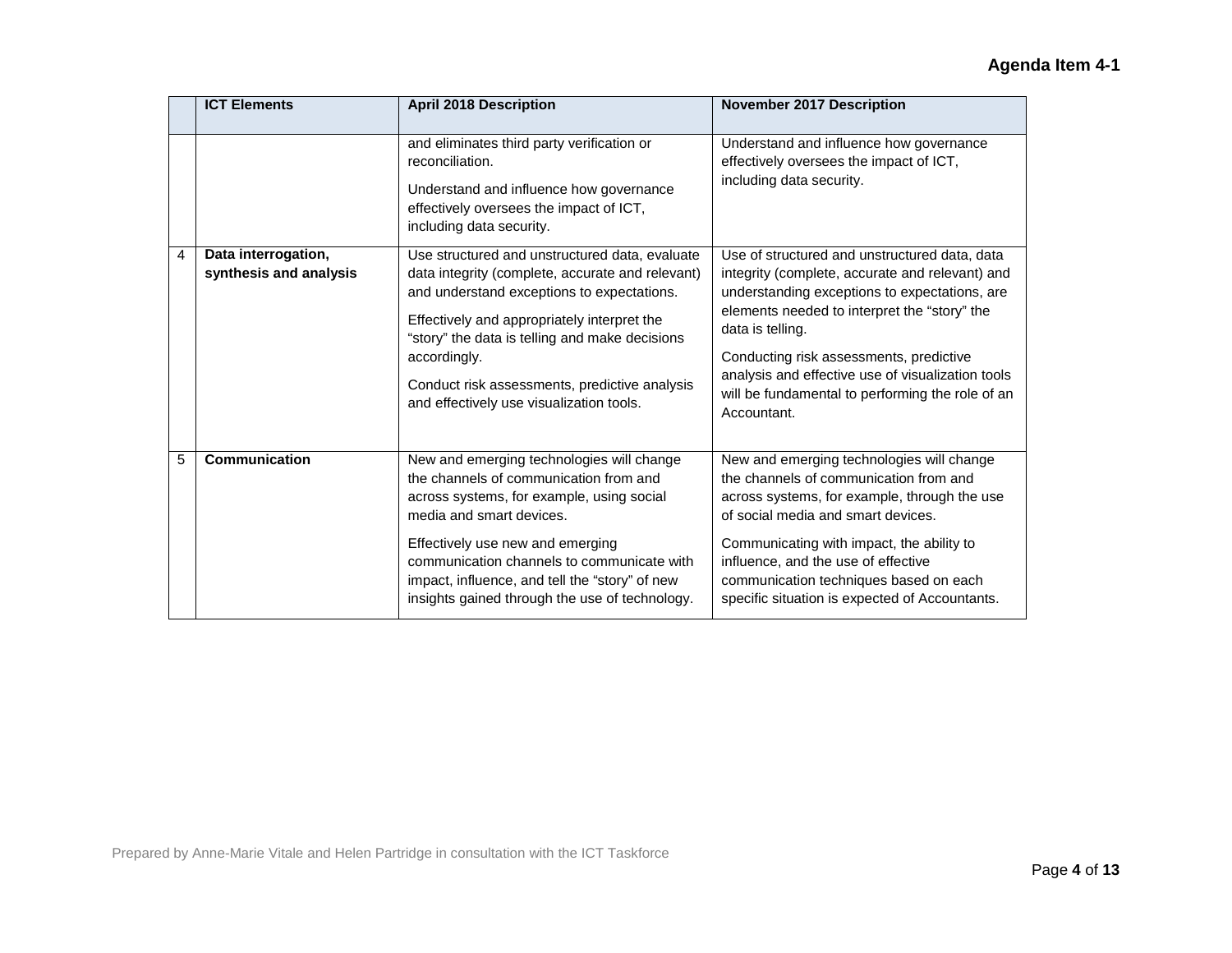|  | ICT Elements | April 2018 Description | November 2017 Description |
|---|---|---|---|
|  |  | and eliminates third party verification or reconciliation.<br><br>Understand and influence how governance effectively oversees the impact of ICT, including data security. | Understand and influence how governance effectively oversees the impact of ICT, including data security. |
| 4 | **Data interrogation, synthesis and analysis** | Use structured and unstructured data, evaluate data integrity (complete, accurate and relevant) and understand exceptions to expectations.<br><br>Effectively and appropriately interpret the "story" the data is telling and make decisions accordingly.<br><br>Conduct risk assessments, predictive analysis and effectively use visualization tools. | Use of structured and unstructured data, data integrity (complete, accurate and relevant) and understanding exceptions to expectations, are elements needed to interpret the "story" the data is telling.<br><br>Conducting risk assessments, predictive analysis and effective use of visualization tools will be fundamental to performing the role of an Accountant. |
| 5 | **Communication** | New and emerging technologies will change the channels of communication from and across systems, for example, using social media and smart devices.<br><br>Effectively use new and emerging communication channels to communicate with impact, influence, and tell the "story" of new insights gained through the use of technology. | New and emerging technologies will change the channels of communication from and across systems, for example, through the use of social media and smart devices.<br><br>Communicating with impact, the ability to influence, and the use of effective communication techniques based on each specific situation is expected of Accountants. |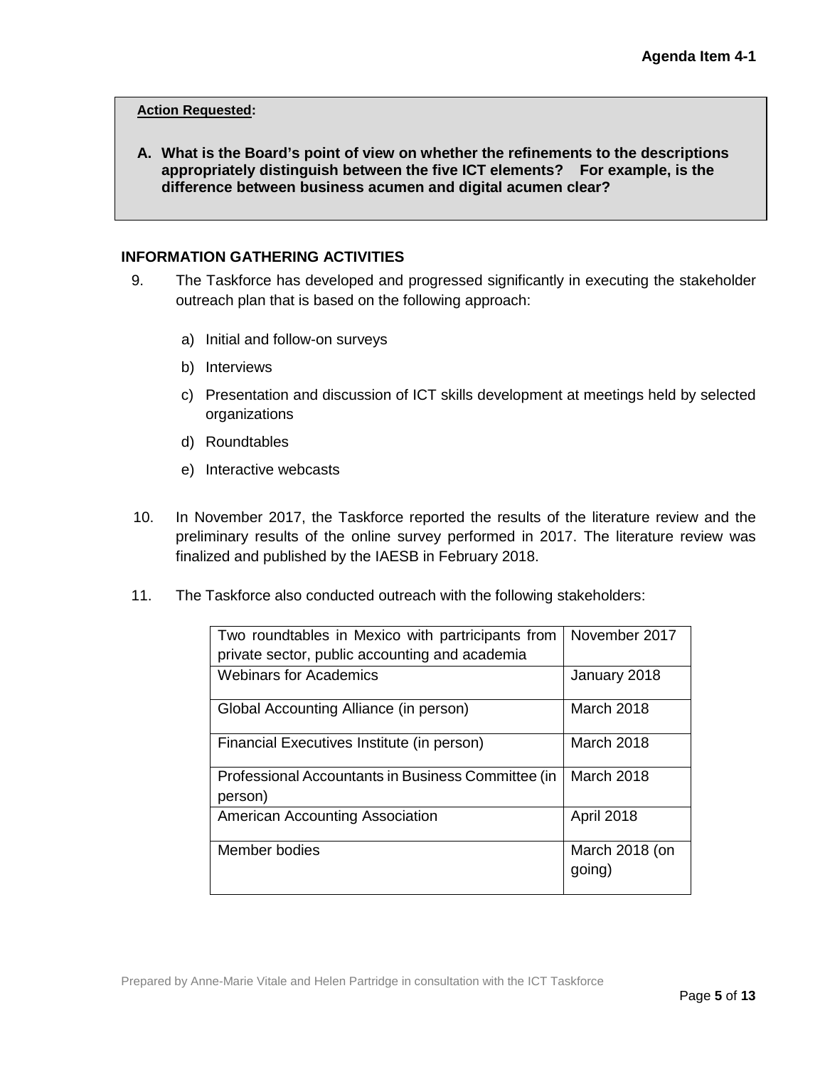**Action Requested:**

**A. What is the Board's point of view on whether the refinements to the descriptions appropriately distinguish between the five ICT elements? For example, is the difference between business acumen and digital acumen clear?**

## INFORMATION GATHERING ACTIVITIES

9. The Taskforce has developed and progressed significantly in executing the stakeholder outreach plan that is based on the following approach:

   a) Initial and follow-on surveys

   b) Interviews

   c) Presentation and discussion of ICT skills development at meetings held by selected organizations

   d) Roundtables

   e) Interactive webcasts

10. In November 2017, the Taskforce reported the results of the literature review and the preliminary results of the online survey performed in 2017. The literature review was finalized and published by the IAESB in February 2018.

11. The Taskforce also conducted outreach with the following stakeholders:

| Stakeholder | Date |
|---|---|
| Two roundtables in Mexico with partricipants from private sector, public accounting and academia | November 2017 |
| Webinars for Academics | January 2018 |
| Global Accounting Alliance (in person) | March 2018 |
| Financial Executives Institute (in person) | March 2018 |
| Professional Accountants in Business Committee (in person) | March 2018 |
| American Accounting Association | April 2018 |
| Member bodies | March 2018 (on going) |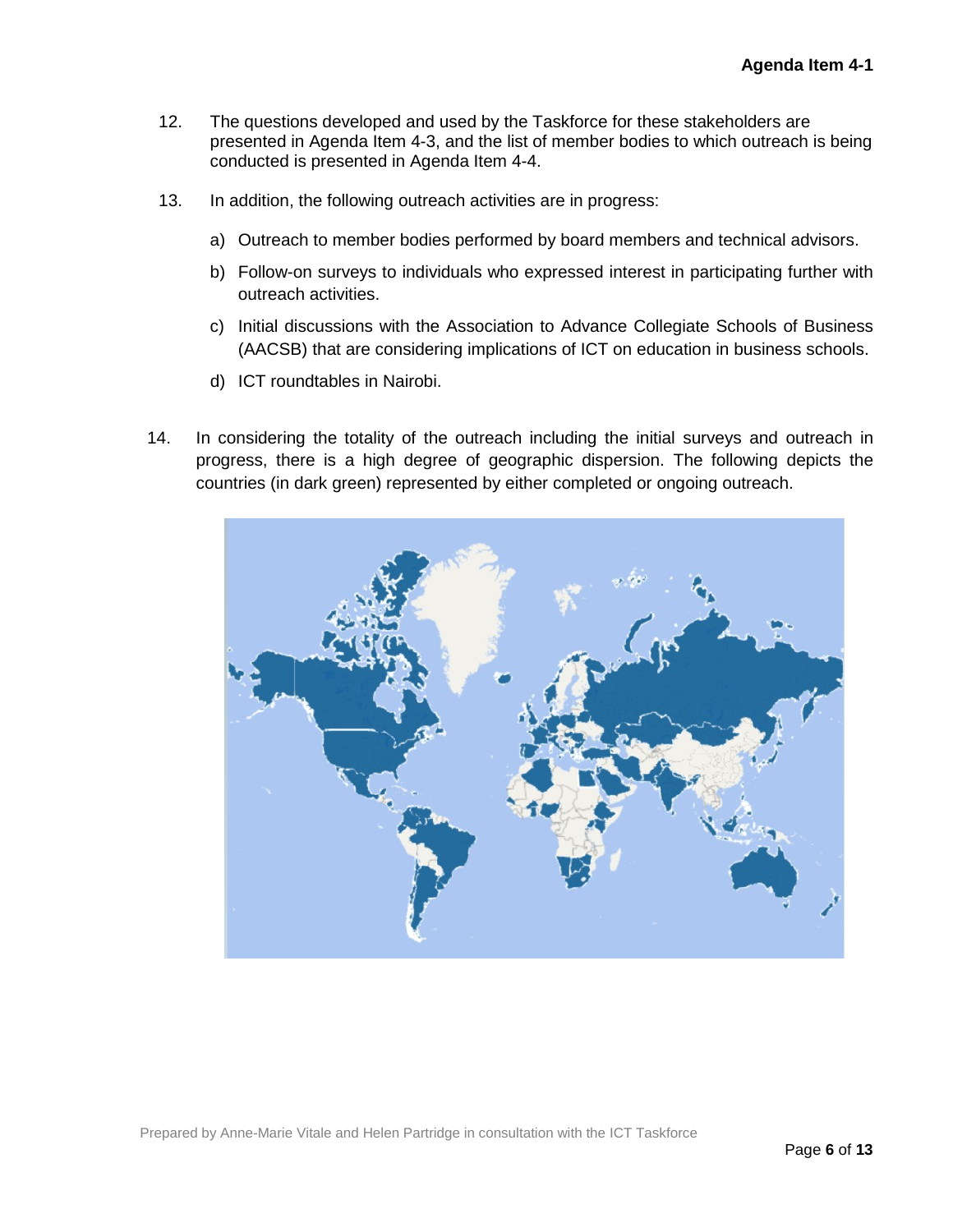12. The questions developed and used by the Taskforce for these stakeholders are presented in Agenda Item 4-3, and the list of member bodies to which outreach is being conducted is presented in Agenda Item 4-4.

13. In addition, the following outreach activities are in progress:

    a) Outreach to member bodies performed by board members and technical advisors.

    b) Follow-on surveys to individuals who expressed interest in participating further with outreach activities.

    c) Initial discussions with the Association to Advance Collegiate Schools of Business (AACSB) that are considering implications of ICT on education in business schools.

    d) ICT roundtables in Nairobi.

14. In considering the totality of the outreach including the initial surveys and outreach in progress, there is a high degree of geographic dispersion. The following depicts the countries (in dark green) represented by either completed or ongoing outreach.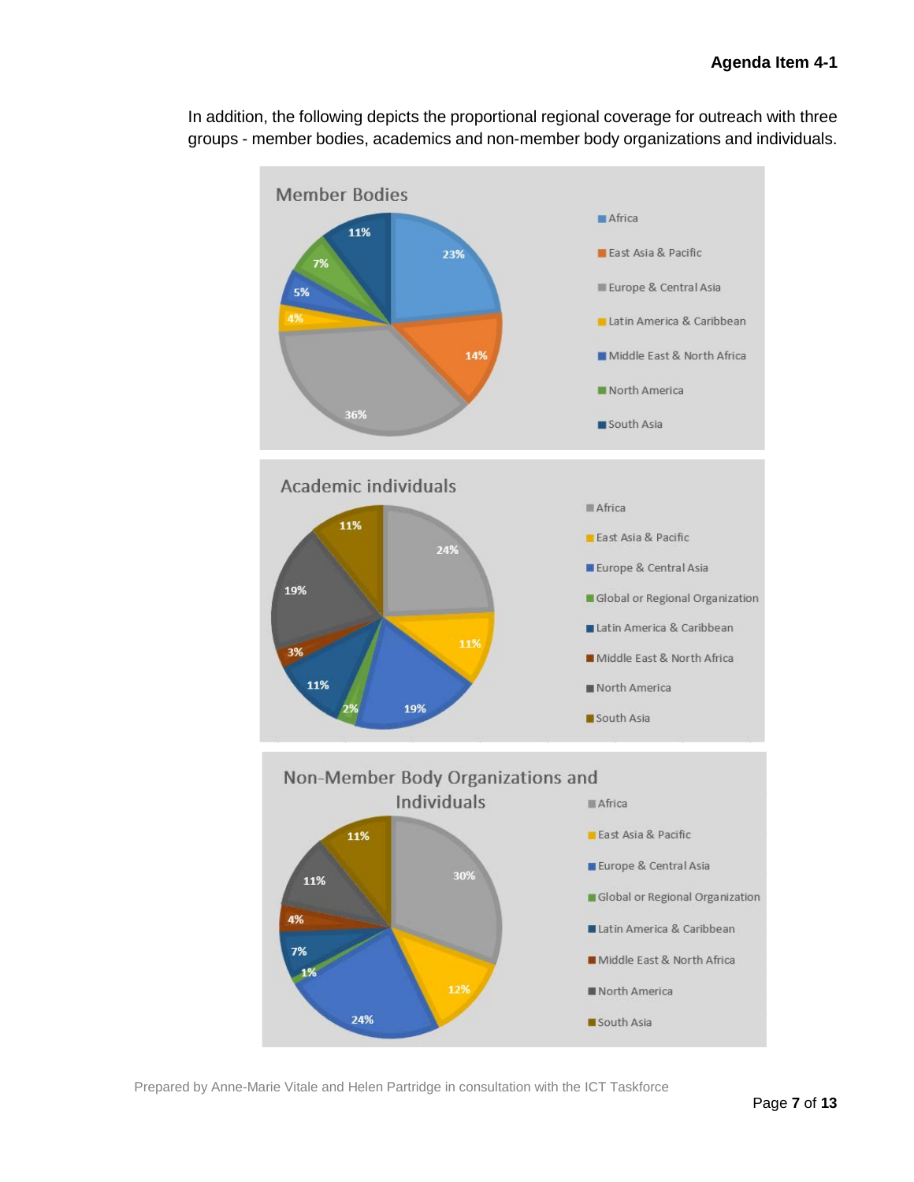In addition, the following depicts the proportional regional coverage for outreach with three groups - member bodies, academics and non-member body organizations and individuals.

**Member Bodies**

| Region | Percentage |
| --- | --- |
| Africa | 23% |
| East Asia & Pacific | 14% |
| Europe & Central Asia | 36% |
| Latin America & Caribbean | 4% |
| Middle East & North Africa | 5% |
| North America | 7% |
| South Asia | 11% |

**Academic individuals**

| Region | Percentage |
| --- | --- |
| Africa | 24% |
| East Asia & Pacific | 11% |
| Europe & Central Asia | 19% |
| Global or Regional Organization | 2% |
| Latin America & Caribbean | 11% |
| Middle East & North Africa | 3% |
| North America | 19% |
| South Asia | 11% |

**Non-Member Body Organizations and Individuals**

| Region | Percentage |
| --- | --- |
| Africa | 30% |
| East Asia & Pacific | 12% |
| Europe & Central Asia | 24% |
| Global or Regional Organization | 1% |
| Latin America & Caribbean | 7% |
| Middle East & North Africa | 4% |
| North America | 11% |
| South Asia | 11% |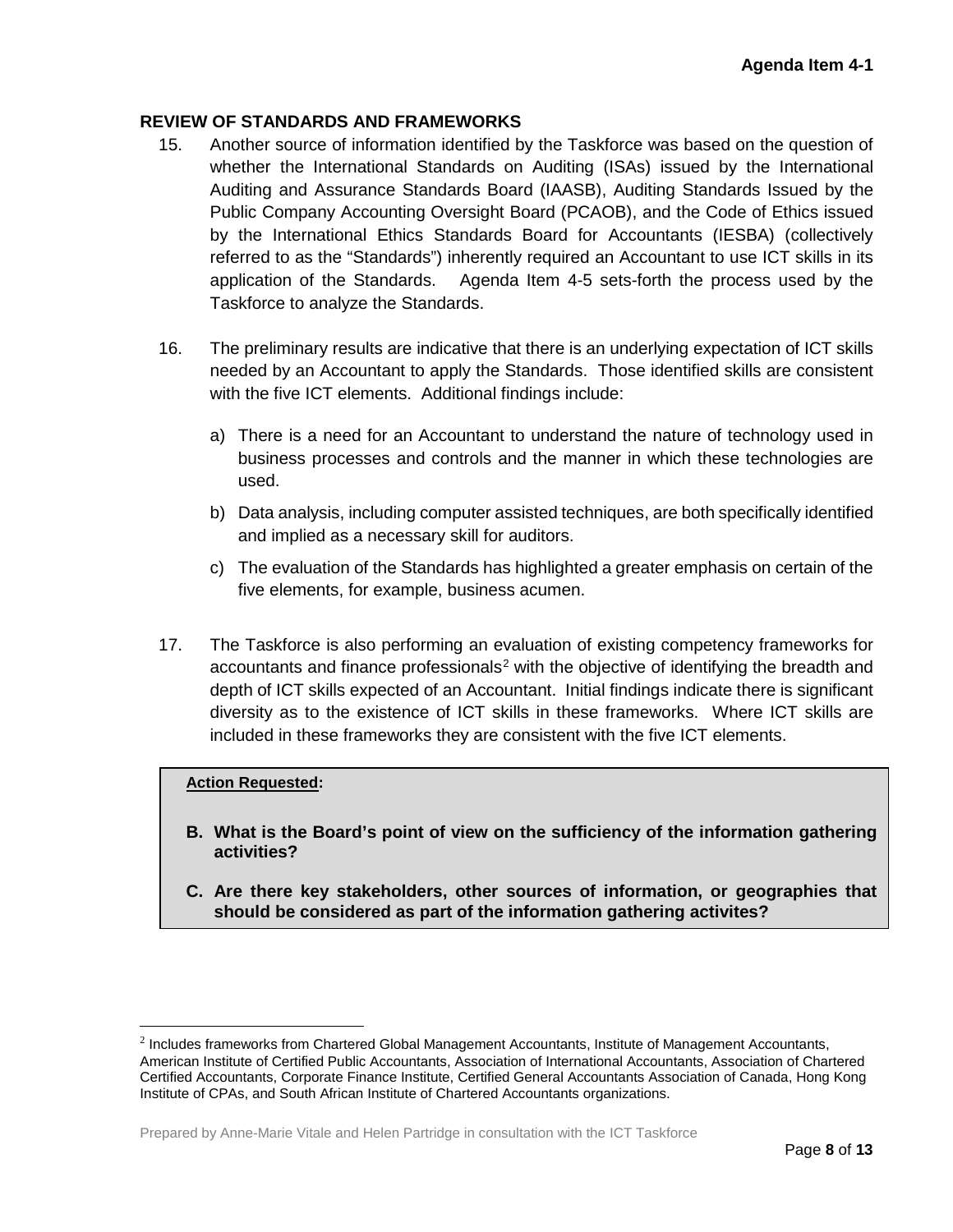## REVIEW OF STANDARDS AND FRAMEWORKS

15. Another source of information identified by the Taskforce was based on the question of whether the International Standards on Auditing (ISAs) issued by the International Auditing and Assurance Standards Board (IAASB), Auditing Standards Issued by the Public Company Accounting Oversight Board (PCAOB), and the Code of Ethics issued by the International Ethics Standards Board for Accountants (IESBA) (collectively referred to as the "Standards") inherently required an Accountant to use ICT skills in its application of the Standards. Agenda Item 4-5 sets-forth the process used by the Taskforce to analyze the Standards.

16. The preliminary results are indicative that there is an underlying expectation of ICT skills needed by an Accountant to apply the Standards. Those identified skills are consistent with the five ICT elements. Additional findings include:

    a) There is a need for an Accountant to understand the nature of technology used in business processes and controls and the manner in which these technologies are used.

    b) Data analysis, including computer assisted techniques, are both specifically identified and implied as a necessary skill for auditors.

    c) The evaluation of the Standards has highlighted a greater emphasis on certain of the five elements, for example, business acumen.

17. The Taskforce is also performing an evaluation of existing competency frameworks for accountants and finance professionals[2] with the objective of identifying the breadth and depth of ICT skills expected of an Accountant. Initial findings indicate there is significant diversity as to the existence of ICT skills in these frameworks. Where ICT skills are included in these frameworks they are consistent with the five ICT elements.

> **Action Requested:**
>
> **B. What is the Board's point of view on the sufficiency of the information gathering activities?**
>
> **C. Are there key stakeholders, other sources of information, or geographies that should be considered as part of the information gathering activites?**

[2] Includes frameworks from Chartered Global Management Accountants, Institute of Management Accountants, American Institute of Certified Public Accountants, Association of International Accountants, Association of Chartered Certified Accountants, Corporate Finance Institute, Certified General Accountants Association of Canada, Hong Kong Institute of CPAs, and South African Institute of Chartered Accountants organizations.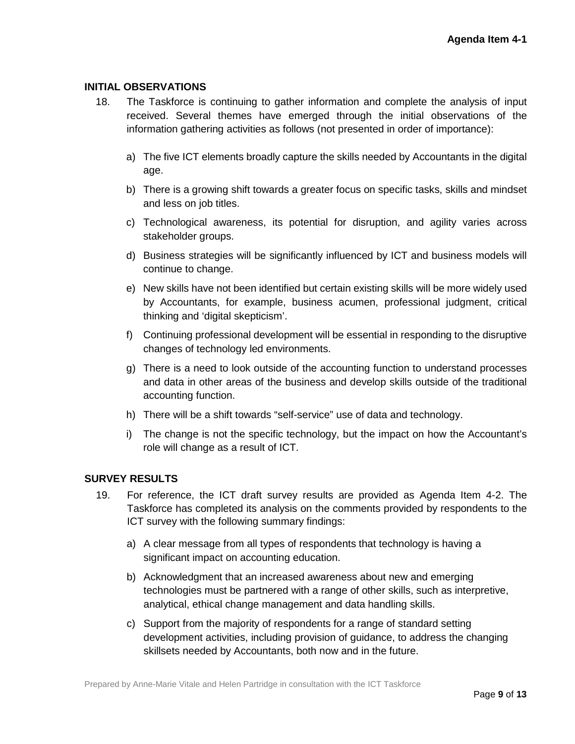## INITIAL OBSERVATIONS

18. The Taskforce is continuing to gather information and complete the analysis of input received. Several themes have emerged through the initial observations of the information gathering activities as follows (not presented in order of importance):

    a) The five ICT elements broadly capture the skills needed by Accountants in the digital age.

    b) There is a growing shift towards a greater focus on specific tasks, skills and mindset and less on job titles.

    c) Technological awareness, its potential for disruption, and agility varies across stakeholder groups.

    d) Business strategies will be significantly influenced by ICT and business models will continue to change.

    e) New skills have not been identified but certain existing skills will be more widely used by Accountants, for example, business acumen, professional judgment, critical thinking and 'digital skepticism'.

    f) Continuing professional development will be essential in responding to the disruptive changes of technology led environments.

    g) There is a need to look outside of the accounting function to understand processes and data in other areas of the business and develop skills outside of the traditional accounting function.

    h) There will be a shift towards "self-service" use of data and technology.

    i) The change is not the specific technology, but the impact on how the Accountant's role will change as a result of ICT.

## SURVEY RESULTS

19. For reference, the ICT draft survey results are provided as Agenda Item 4-2. The Taskforce has completed its analysis on the comments provided by respondents to the ICT survey with the following summary findings:

    a) A clear message from all types of respondents that technology is having a significant impact on accounting education.

    b) Acknowledgment that an increased awareness about new and emerging technologies must be partnered with a range of other skills, such as interpretive, analytical, ethical change management and data handling skills.

    c) Support from the majority of respondents for a range of standard setting development activities, including provision of guidance, to address the changing skillsets needed by Accountants, both now and in the future.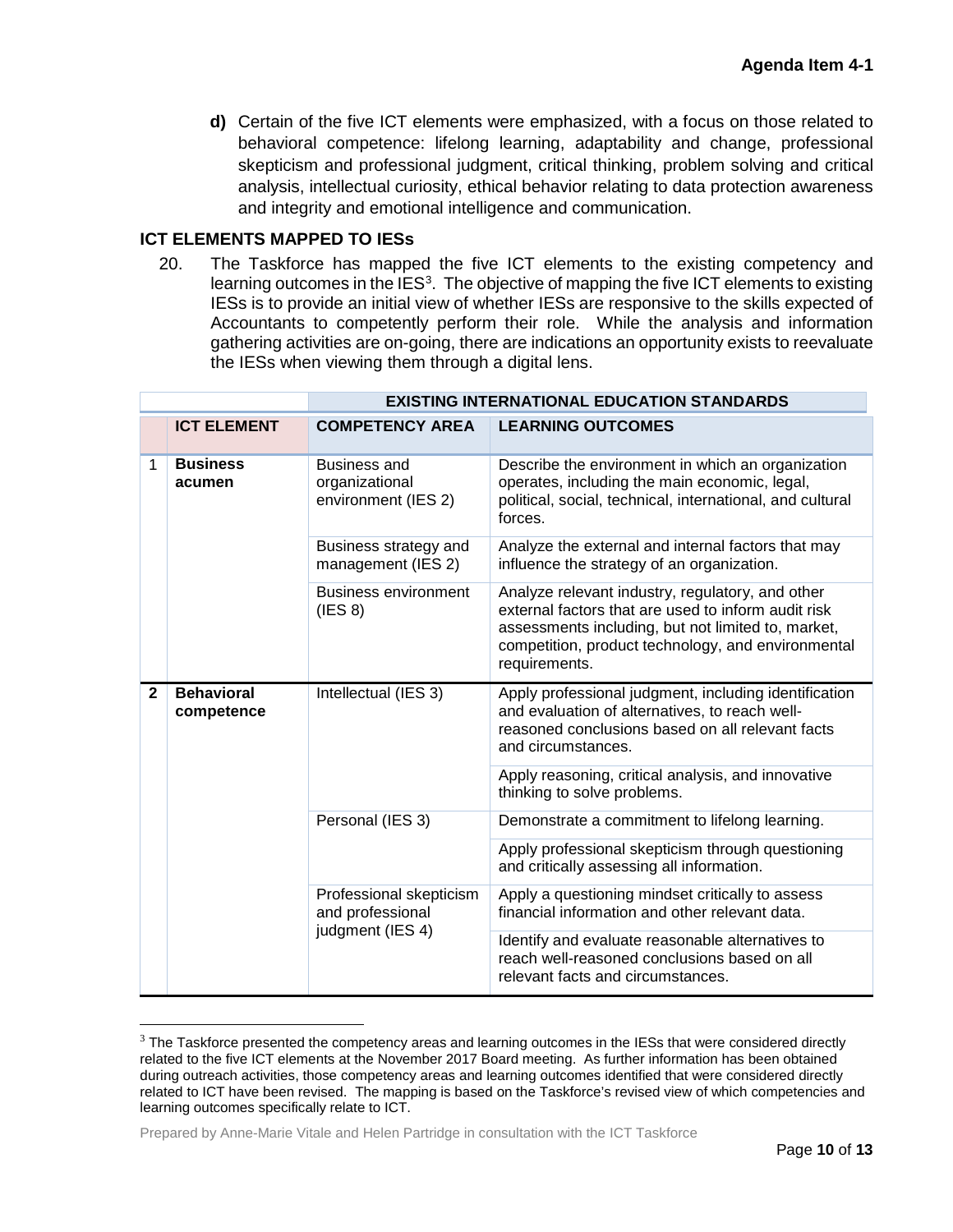**d)** Certain of the five ICT elements were emphasized, with a focus on those related to behavioral competence: lifelong learning, adaptability and change, professional skepticism and professional judgment, critical thinking, problem solving and critical analysis, intellectual curiosity, ethical behavior relating to data protection awareness and integrity and emotional intelligence and communication.

## ICT ELEMENTS MAPPED TO IESs

20. The Taskforce has mapped the five ICT elements to the existing competency and learning outcomes in the IES[3]. The objective of mapping the five ICT elements to existing IESs is to provide an initial view of whether IESs are responsive to the skills expected of Accountants to competently perform their role. While the analysis and information gathering activities are on-going, there are indications an opportunity exists to reevaluate the IESs when viewing them through a digital lens.

| | | EXISTING INTERNATIONAL EDUCATION STANDARDS | |
|---|---|---|---|
| | **ICT ELEMENT** | **COMPETENCY AREA** | **LEARNING OUTCOMES** |
| 1 | **Business acumen** | Business and organizational environment (IES 2) | Describe the environment in which an organization operates, including the main economic, legal, political, social, technical, international, and cultural forces. |
| | | Business strategy and management (IES 2) | Analyze the external and internal factors that may influence the strategy of an organization. |
| | | Business environment (IES 8) | Analyze relevant industry, regulatory, and other external factors that are used to inform audit risk assessments including, but not limited to, market, competition, product technology, and environmental requirements. |
| **2** | **Behavioral competence** | Intellectual (IES 3) | Apply professional judgment, including identification and evaluation of alternatives, to reach well-reasoned conclusions based on all relevant facts and circumstances. |
| | | | Apply reasoning, critical analysis, and innovative thinking to solve problems. |
| | | Personal (IES 3) | Demonstrate a commitment to lifelong learning. |
| | | | Apply professional skepticism through questioning and critically assessing all information. |
| | | Professional skepticism and professional judgment (IES 4) | Apply a questioning mindset critically to assess financial information and other relevant data. |
| | | | Identify and evaluate reasonable alternatives to reach well-reasoned conclusions based on all relevant facts and circumstances. |

[3] The Taskforce presented the competency areas and learning outcomes in the IESs that were considered directly related to the five ICT elements at the November 2017 Board meeting. As further information has been obtained during outreach activities, those competency areas and learning outcomes identified that were considered directly related to ICT have been revised. The mapping is based on the Taskforce's revised view of which competencies and learning outcomes specifically relate to ICT.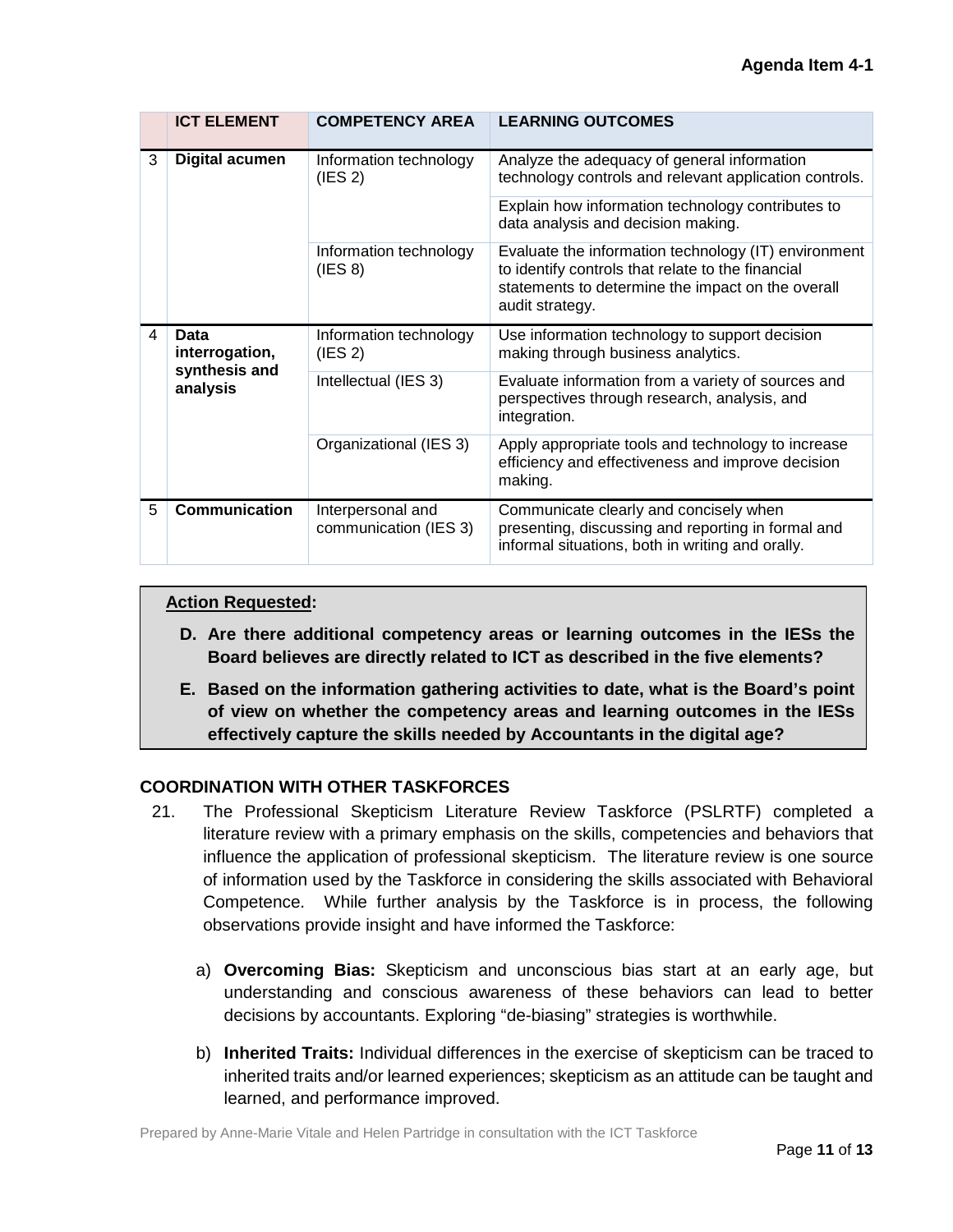| | ICT ELEMENT | COMPETENCY AREA | LEARNING OUTCOMES |
|---|---|---|---|
| 3 | **Digital acumen** | Information technology (IES 2) | Analyze the adequacy of general information technology controls and relevant application controls. |
| | | | Explain how information technology contributes to data analysis and decision making. |
| | | Information technology (IES 8) | Evaluate the information technology (IT) environment to identify controls that relate to the financial statements to determine the impact on the overall audit strategy. |
| 4 | **Data interrogation, synthesis and analysis** | Information technology (IES 2) | Use information technology to support decision making through business analytics. |
| | | Intellectual (IES 3) | Evaluate information from a variety of sources and perspectives through research, analysis, and integration. |
| | | Organizational (IES 3) | Apply appropriate tools and technology to increase efficiency and effectiveness and improve decision making. |
| 5 | **Communication** | Interpersonal and communication (IES 3) | Communicate clearly and concisely when presenting, discussing and reporting in formal and informal situations, both in writing and orally. |

**Action Requested:**

**D. Are there additional competency areas or learning outcomes in the IESs the Board believes are directly related to ICT as described in the five elements?**

**E. Based on the information gathering activities to date, what is the Board's point of view on whether the competency areas and learning outcomes in the IESs effectively capture the skills needed by Accountants in the digital age?**

## COORDINATION WITH OTHER TASKFORCES

21. The Professional Skepticism Literature Review Taskforce (PSLRTF) completed a literature review with a primary emphasis on the skills, competencies and behaviors that influence the application of professional skepticism. The literature review is one source of information used by the Taskforce in considering the skills associated with Behavioral Competence. While further analysis by the Taskforce is in process, the following observations provide insight and have informed the Taskforce:

    a) **Overcoming Bias:** Skepticism and unconscious bias start at an early age, but understanding and conscious awareness of these behaviors can lead to better decisions by accountants. Exploring "de-biasing" strategies is worthwhile.

    b) **Inherited Traits:** Individual differences in the exercise of skepticism can be traced to inherited traits and/or learned experiences; skepticism as an attitude can be taught and learned, and performance improved.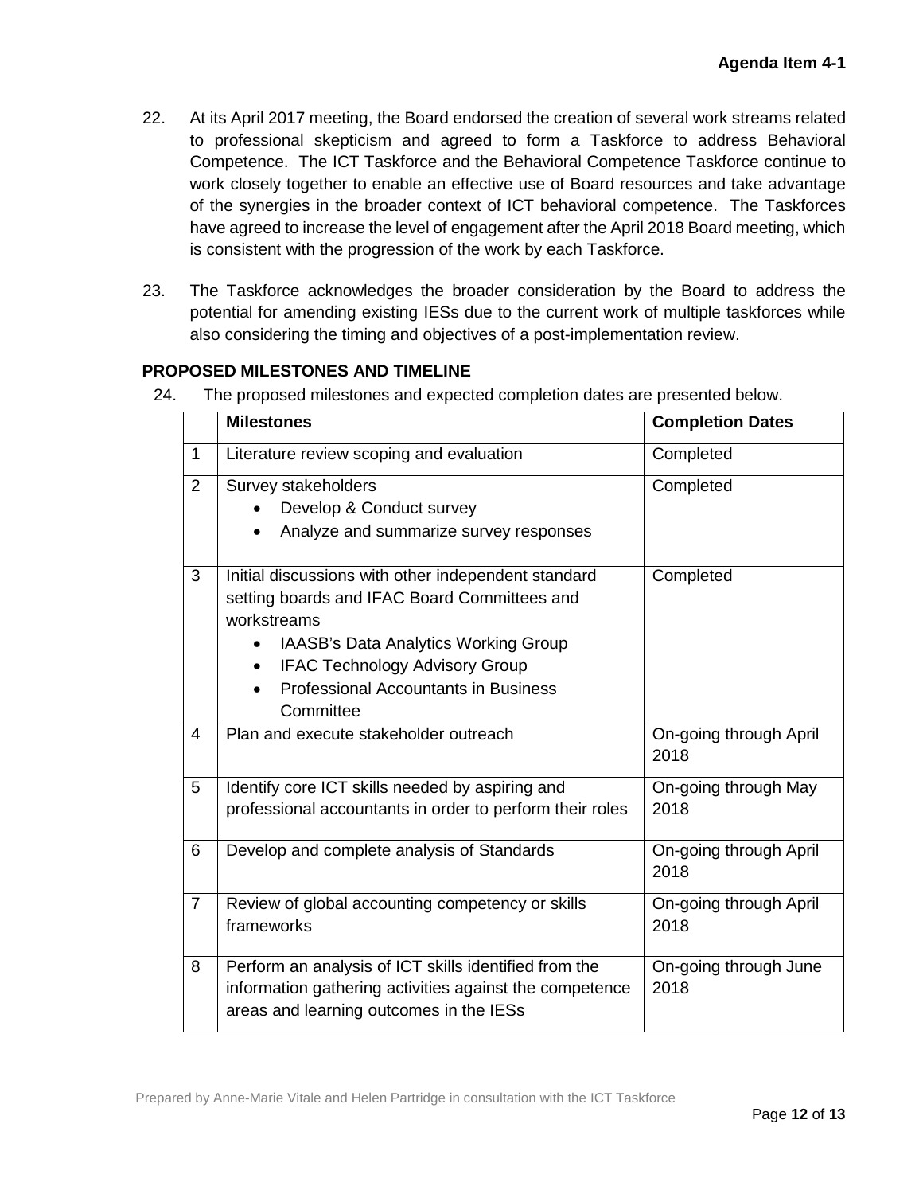22. At its April 2017 meeting, the Board endorsed the creation of several work streams related to professional skepticism and agreed to form a Taskforce to address Behavioral Competence. The ICT Taskforce and the Behavioral Competence Taskforce continue to work closely together to enable an effective use of Board resources and take advantage of the synergies in the broader context of ICT behavioral competence. The Taskforces have agreed to increase the level of engagement after the April 2018 Board meeting, which is consistent with the progression of the work by each Taskforce.

23. The Taskforce acknowledges the broader consideration by the Board to address the potential for amending existing IESs due to the current work of multiple taskforces while also considering the timing and objectives of a post-implementation review.

## PROPOSED MILESTONES AND TIMELINE

24. The proposed milestones and expected completion dates are presented below.

| | Milestones | Completion Dates |
|---|---|---|
| 1 | Literature review scoping and evaluation | Completed |
| 2 | Survey stakeholders<br>• Develop & Conduct survey<br>• Analyze and summarize survey responses | Completed |
| 3 | Initial discussions with other independent standard setting boards and IFAC Board Committees and workstreams<br>• IAASB's Data Analytics Working Group<br>• IFAC Technology Advisory Group<br>• Professional Accountants in Business Committee | Completed |
| 4 | Plan and execute stakeholder outreach | On-going through April 2018 |
| 5 | Identify core ICT skills needed by aspiring and professional accountants in order to perform their roles | On-going through May 2018 |
| 6 | Develop and complete analysis of Standards | On-going through April 2018 |
| 7 | Review of global accounting competency or skills frameworks | On-going through April 2018 |
| 8 | Perform an analysis of ICT skills identified from the information gathering activities against the competence areas and learning outcomes in the IESs | On-going through June 2018 |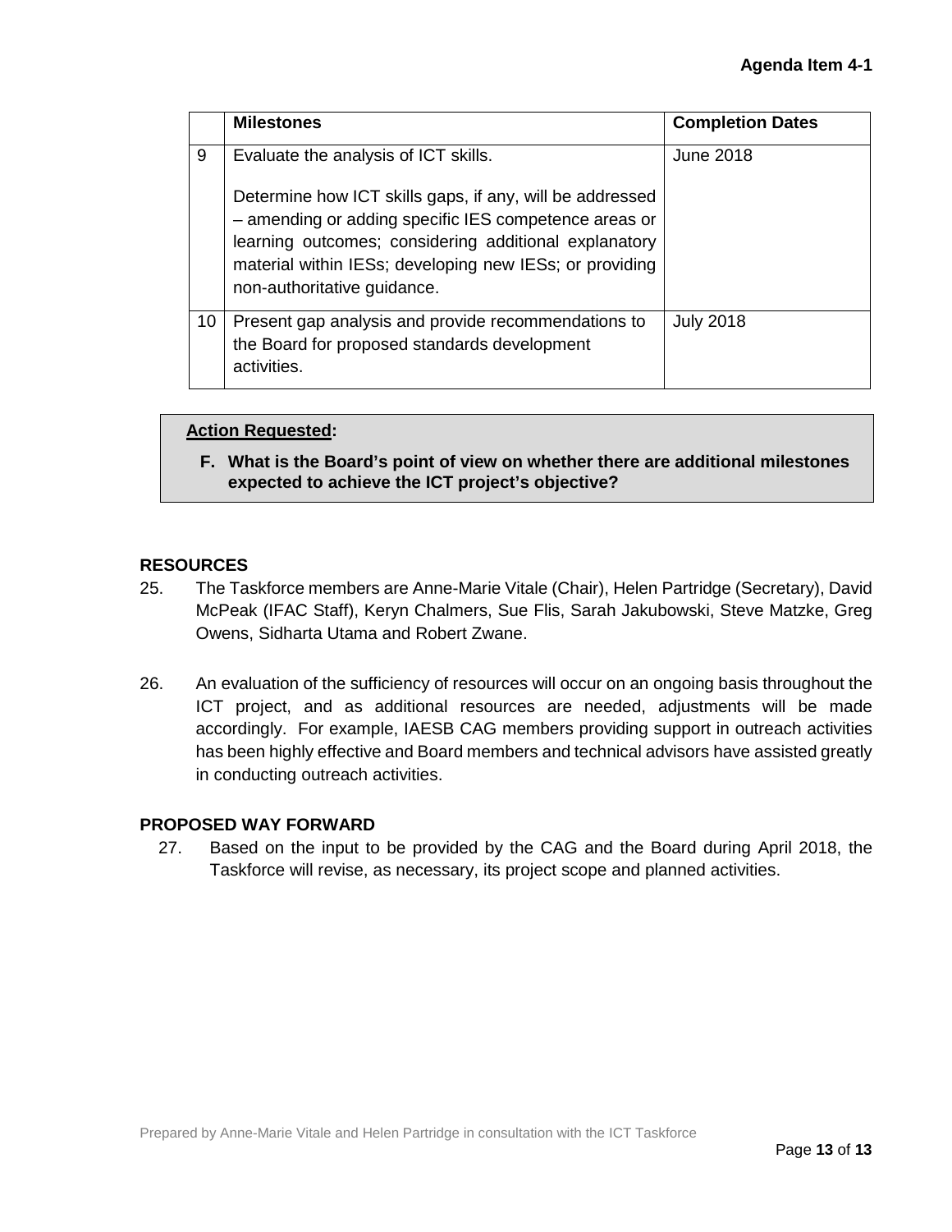| | Milestones | Completion Dates |
|---|---|---|
| 9 | Evaluate the analysis of ICT skills.<br><br>Determine how ICT skills gaps, if any, will be addressed – amending or adding specific IES competence areas or learning outcomes; considering additional explanatory material within IESs; developing new IESs; or providing non-authoritative guidance. | June 2018 |
| 10 | Present gap analysis and provide recommendations to the Board for proposed standards development activities. | July 2018 |

> **Action Requested:**
>
> **F. What is the Board's point of view on whether there are additional milestones expected to achieve the ICT project's objective?**

### RESOURCES

25. The Taskforce members are Anne-Marie Vitale (Chair), Helen Partridge (Secretary), David McPeak (IFAC Staff), Keryn Chalmers, Sue Flis, Sarah Jakubowski, Steve Matzke, Greg Owens, Sidharta Utama and Robert Zwane.

26. An evaluation of the sufficiency of resources will occur on an ongoing basis throughout the ICT project, and as additional resources are needed, adjustments will be made accordingly. For example, IAESB CAG members providing support in outreach activities has been highly effective and Board members and technical advisors have assisted greatly in conducting outreach activities.

### PROPOSED WAY FORWARD

27. Based on the input to be provided by the CAG and the Board during April 2018, the Taskforce will revise, as necessary, its project scope and planned activities.

Prepared by Anne-Marie Vitale and Helen Partridge in consultation with the ICT Taskforce